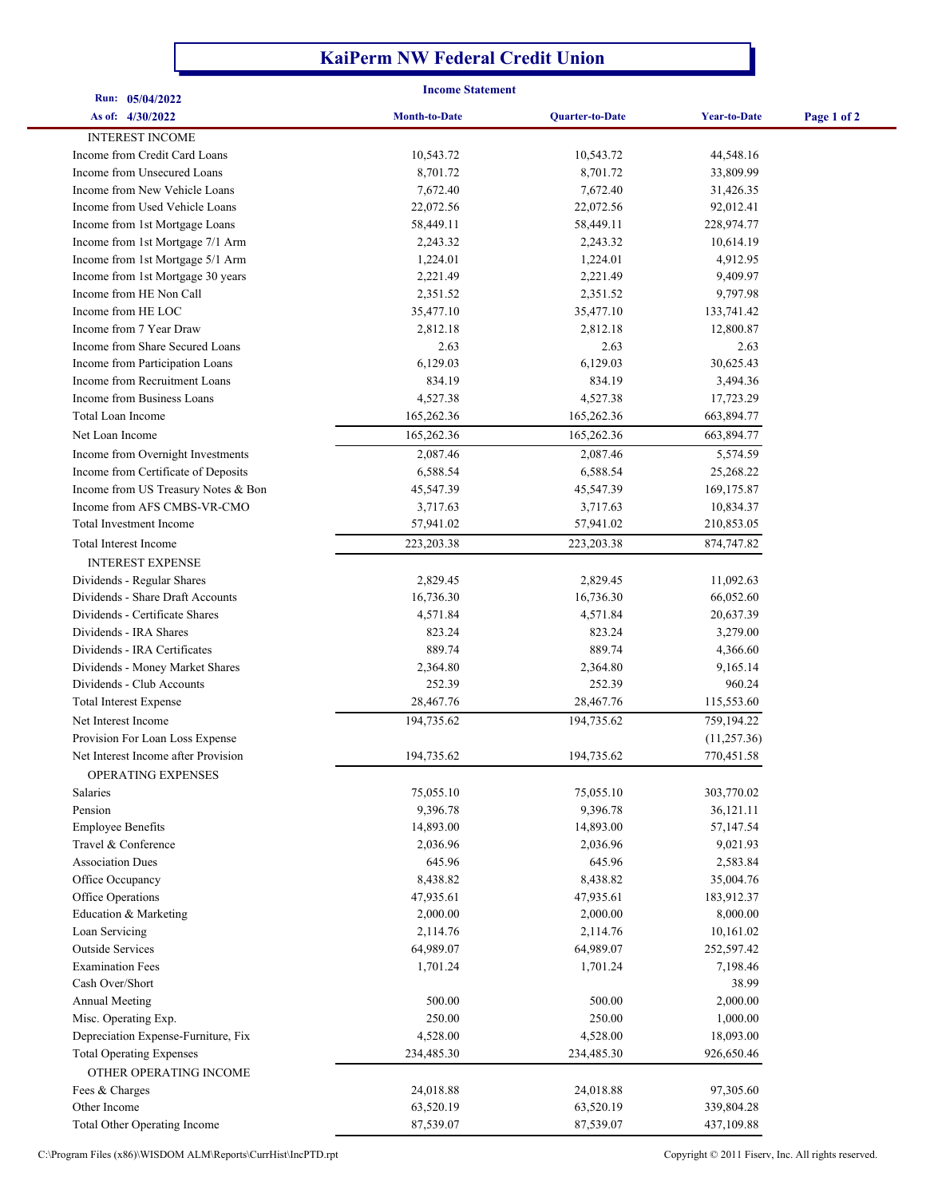# KaiPerm NW Federal Credit Union

## Income Statement

**Run:** 05/04/2022
**As of:** 4/30/2022

| | Month-to-Date | Quarter-to-Date | Year-to-Date |
|---|---|---|---|
| INTEREST INCOME | | | |
| Income from Credit Card Loans | 10,543.72 | 10,543.72 | 44,548.16 |
| Income from Unsecured Loans | 8,701.72 | 8,701.72 | 33,809.99 |
| Income from New Vehicle Loans | 7,672.40 | 7,672.40 | 31,426.35 |
| Income from Used Vehicle Loans | 22,072.56 | 22,072.56 | 92,012.41 |
| Income from 1st Mortgage Loans | 58,449.11 | 58,449.11 | 228,974.77 |
| Income from 1st Mortgage 7/1 Arm | 2,243.32 | 2,243.32 | 10,614.19 |
| Income from 1st Mortgage 5/1 Arm | 1,224.01 | 1,224.01 | 4,912.95 |
| Income from 1st Mortgage 30 years | 2,221.49 | 2,221.49 | 9,409.97 |
| Income from HE Non Call | 2,351.52 | 2,351.52 | 9,797.98 |
| Income from HE LOC | 35,477.10 | 35,477.10 | 133,741.42 |
| Income from 7 Year Draw | 2,812.18 | 2,812.18 | 12,800.87 |
| Income from Share Secured Loans | 2.63 | 2.63 | 2.63 |
| Income from Participation Loans | 6,129.03 | 6,129.03 | 30,625.43 |
| Income from Recruitment Loans | 834.19 | 834.19 | 3,494.36 |
| Income from Business Loans | 4,527.38 | 4,527.38 | 17,723.29 |
| Total Loan Income | 165,262.36 | 165,262.36 | 663,894.77 |
| Net Loan Income | 165,262.36 | 165,262.36 | 663,894.77 |
| Income from Overnight Investments | 2,087.46 | 2,087.46 | 5,574.59 |
| Income from Certificate of Deposits | 6,588.54 | 6,588.54 | 25,268.22 |
| Income from US Treasury Notes & Bon | 45,547.39 | 45,547.39 | 169,175.87 |
| Income from AFS CMBS-VR-CMO | 3,717.63 | 3,717.63 | 10,834.37 |
| Total Investment Income | 57,941.02 | 57,941.02 | 210,853.05 |
| Total Interest Income | 223,203.38 | 223,203.38 | 874,747.82 |
| INTEREST EXPENSE | | | |
| Dividends - Regular Shares | 2,829.45 | 2,829.45 | 11,092.63 |
| Dividends - Share Draft Accounts | 16,736.30 | 16,736.30 | 66,052.60 |
| Dividends - Certificate Shares | 4,571.84 | 4,571.84 | 20,637.39 |
| Dividends - IRA Shares | 823.24 | 823.24 | 3,279.00 |
| Dividends - IRA Certificates | 889.74 | 889.74 | 4,366.60 |
| Dividends - Money Market Shares | 2,364.80 | 2,364.80 | 9,165.14 |
| Dividends - Club Accounts | 252.39 | 252.39 | 960.24 |
| Total Interest Expense | 28,467.76 | 28,467.76 | 115,553.60 |
| Net Interest Income | 194,735.62 | 194,735.62 | 759,194.22 |
| Provision For Loan Loss Expense | | | (11,257.36) |
| Net Interest Income after Provision | 194,735.62 | 194,735.62 | 770,451.58 |
| OPERATING EXPENSES | | | |
| Salaries | 75,055.10 | 75,055.10 | 303,770.02 |
| Pension | 9,396.78 | 9,396.78 | 36,121.11 |
| Employee Benefits | 14,893.00 | 14,893.00 | 57,147.54 |
| Travel & Conference | 2,036.96 | 2,036.96 | 9,021.93 |
| Association Dues | 645.96 | 645.96 | 2,583.84 |
| Office Occupancy | 8,438.82 | 8,438.82 | 35,004.76 |
| Office Operations | 47,935.61 | 47,935.61 | 183,912.37 |
| Education & Marketing | 2,000.00 | 2,000.00 | 8,000.00 |
| Loan Servicing | 2,114.76 | 2,114.76 | 10,161.02 |
| Outside Services | 64,989.07 | 64,989.07 | 252,597.42 |
| Examination Fees | 1,701.24 | 1,701.24 | 7,198.46 |
| Cash Over/Short | | | 38.99 |
| Annual Meeting | 500.00 | 500.00 | 2,000.00 |
| Misc. Operating Exp. | 250.00 | 250.00 | 1,000.00 |
| Depreciation Expense-Furniture, Fix | 4,528.00 | 4,528.00 | 18,093.00 |
| Total Operating Expenses | 234,485.30 | 234,485.30 | 926,650.46 |
| OTHER OPERATING INCOME | | | |
| Fees & Charges | 24,018.88 | 24,018.88 | 97,305.60 |
| Other Income | 63,520.19 | 63,520.19 | 339,804.28 |
| Total Other Operating Income | 87,539.07 | 87,539.07 | 437,109.88 |

C:\Program Files (x86)\WISDOM ALM\Reports\CurrHist\IncPTD.rpt

Copyright © 2011 Fiserv, Inc. All rights reserved.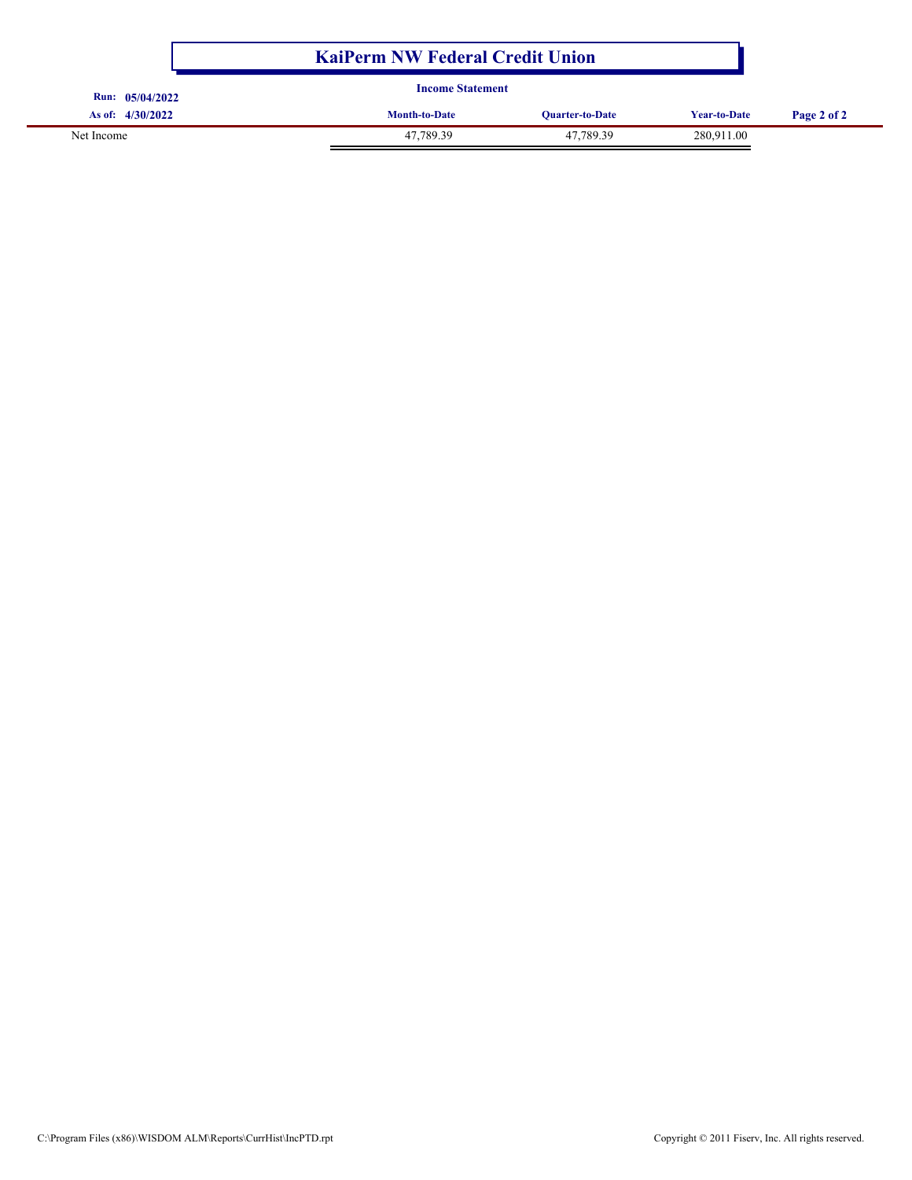# KaiPerm NW Federal Credit Union

**Income Statement**

**Run: 05/04/2022**
**As of: 4/30/2022**

| | Month-to-Date | Quarter-to-Date | Year-to-Date |
|---|---|---|---|
| Net Income | 47,789.39 | 47,789.39 | 280,911.00 |

C:\Program Files (x86)\WISDOM ALM\Reports\CurrHist\IncPTD.rpt

Copyright © 2011 Fiserv, Inc. All rights reserved.